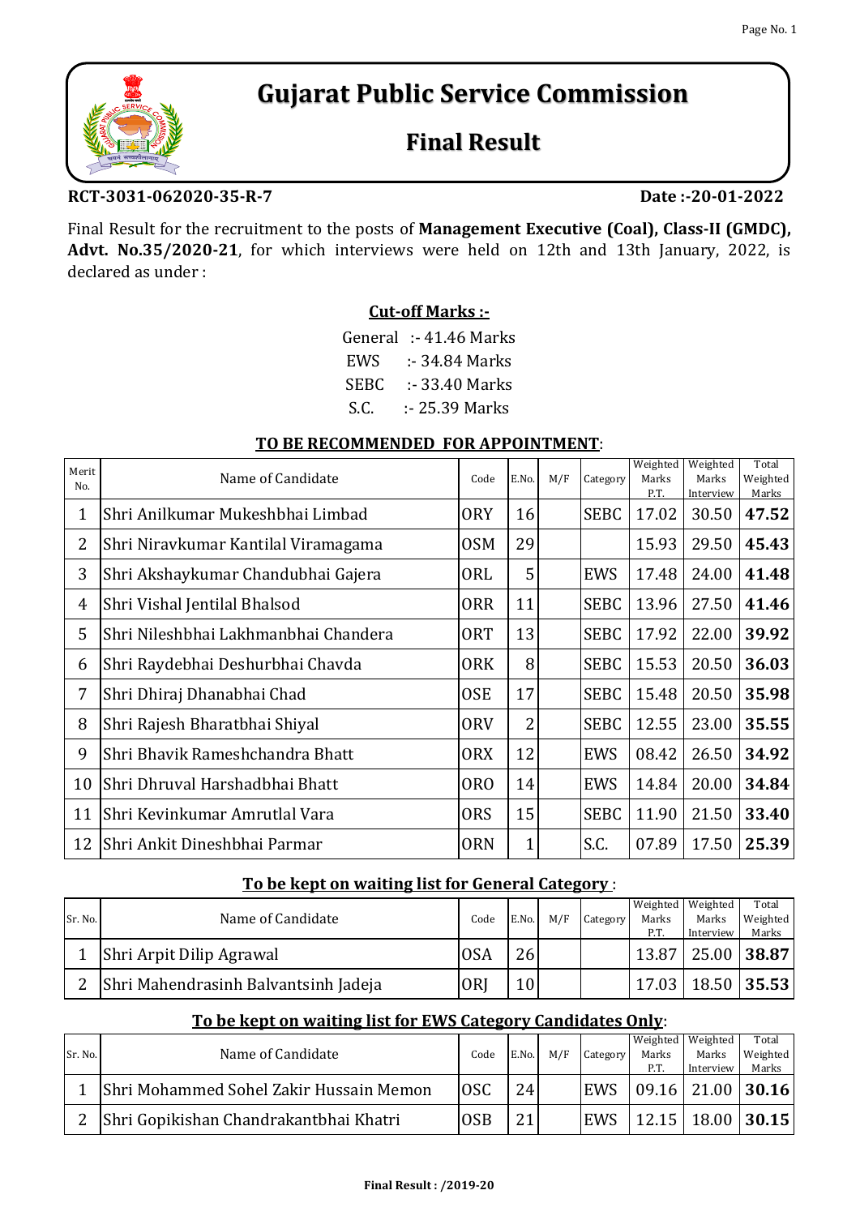# Gujarat Public Service Commission

## Final Result

**RCT-3031-062020-35-R-7** **Date :-20-01-2022**

Final Result for the recruitment to the posts of **Management Executive (Coal), Class-II (GMDC), Advt. No.35/2020-21**, for which interviews were held on 12th and 13th January, 2022, is declared as under :

**Cut-off Marks :-**

General :- 41.46 Marks
EWS :- 34.84 Marks
SEBC :- 33.40 Marks
S.C. :- 25.39 Marks

**TO BE RECOMMENDED FOR APPOINTMENT:**

| Merit No. | Name of Candidate | Code | E.No. | M/F | Category | Weighted Marks P.T. | Weighted Marks Interview | Total Weighted Marks |
|---|---|---|---|---|---|---|---|---|
| 1 | Shri Anilkumar Mukeshbhai Limbad | ORY | 16 | | SEBC | 17.02 | 30.50 | **47.52** |
| 2 | Shri Niravkumar Kantilal Viramagama | OSM | 29 | | | 15.93 | 29.50 | **45.43** |
| 3 | Shri Akshaykumar Chandubhai Gajera | ORL | 5 | | EWS | 17.48 | 24.00 | **41.48** |
| 4 | Shri Vishal Jentilal Bhalsod | ORR | 11 | | SEBC | 13.96 | 27.50 | **41.46** |
| 5 | Shri Nileshbhai Lakhmanbhai Chandera | ORT | 13 | | SEBC | 17.92 | 22.00 | **39.92** |
| 6 | Shri Raydebhai Deshurbhai Chavda | ORK | 8 | | SEBC | 15.53 | 20.50 | **36.03** |
| 7 | Shri Dhiraj Dhanabhai Chad | OSE | 17 | | SEBC | 15.48 | 20.50 | **35.98** |
| 8 | Shri Rajesh Bharatbhai Shiyal | ORV | 2 | | SEBC | 12.55 | 23.00 | **35.55** |
| 9 | Shri Bhavik Rameshchandra Bhatt | ORX | 12 | | EWS | 08.42 | 26.50 | **34.92** |
| 10 | Shri Dhruval Harshadbhai Bhatt | ORO | 14 | | EWS | 14.84 | 20.00 | **34.84** |
| 11 | Shri Kevinkumar Amrutlal Vara | ORS | 15 | | SEBC | 11.90 | 21.50 | **33.40** |
| 12 | Shri Ankit Dineshbhai Parmar | ORN | 1 | | S.C. | 07.89 | 17.50 | **25.39** |

**To be kept on waiting list for General Category :**

| Sr. No. | Name of Candidate | Code | E.No. | M/F | Category | Weighted Marks P.T. | Weighted Marks Interview | Total Weighted Marks |
|---|---|---|---|---|---|---|---|---|
| 1 | Shri Arpit Dilip Agrawal | OSA | 26 | | | 13.87 | 25.00 | **38.87** |
| 2 | Shri Mahendrasinh Balvantsinh Jadeja | ORJ | 10 | | | 17.03 | 18.50 | **35.53** |

**To be kept on waiting list for EWS Category Candidates Only:**

| Sr. No. | Name of Candidate | Code | E.No. | M/F | Category | Weighted Marks P.T. | Weighted Marks Interview | Total Weighted Marks |
|---|---|---|---|---|---|---|---|---|
| 1 | Shri Mohammed Sohel Zakir Hussain Memon | OSC | 24 | | EWS | 09.16 | 21.00 | **30.16** |
| 2 | Shri Gopikishan Chandrakantbhai Khatri | OSB | 21 | | EWS | 12.15 | 18.00 | **30.15** |

**Final Result : /2019-20**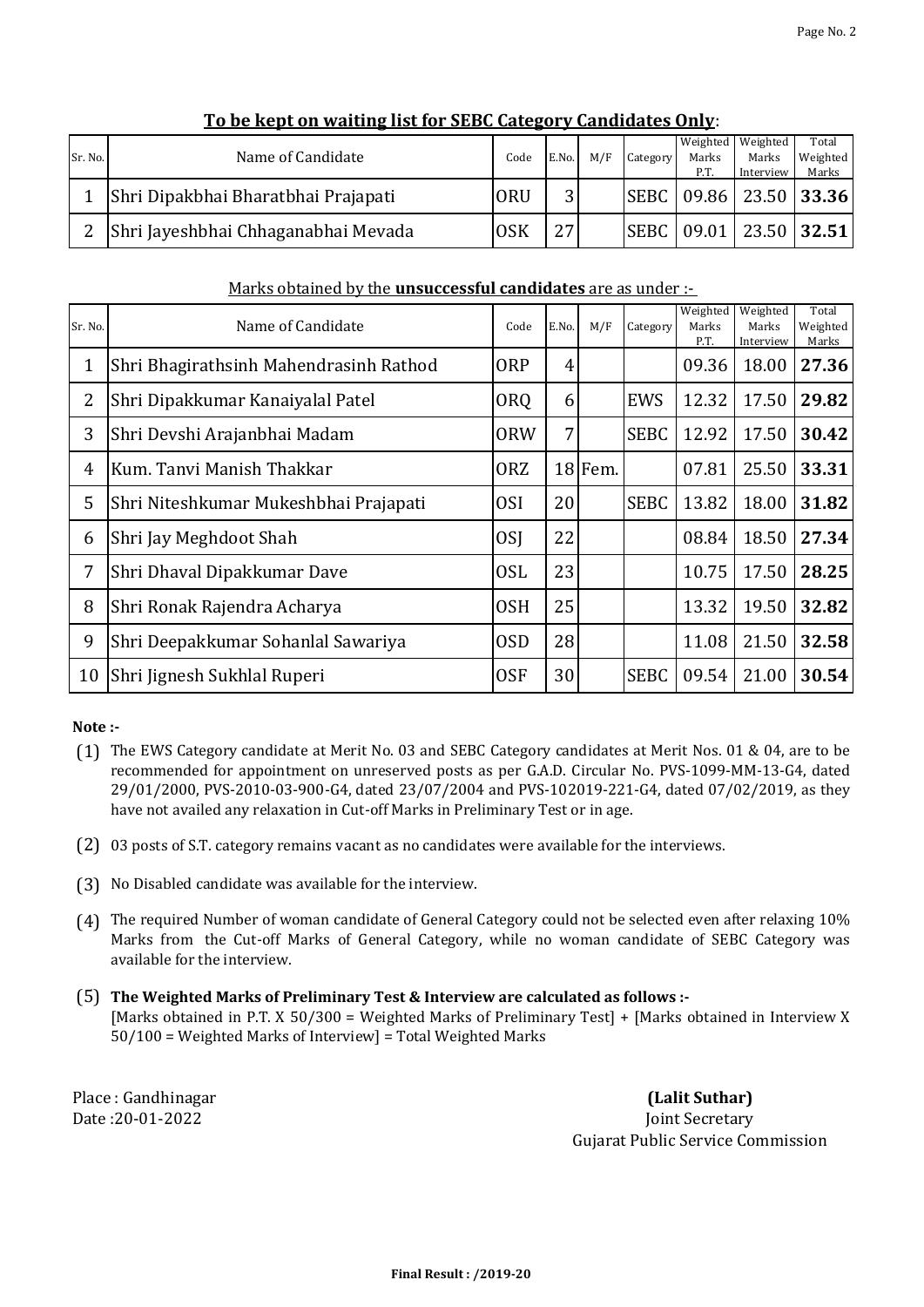## To be kept on waiting list for SEBC Category Candidates Only:

| Sr. No. | Name of Candidate | Code | E.No. | M/F | Category | Weighted Marks P.T. | Weighted Marks Interview | Total Weighted Marks |
|---|---|---|---|---|---|---|---|---|
| 1 | Shri Dipakbhai Bharatbhai Prajapati | ORU | 3 | | SEBC | 09.86 | 23.50 | **33.36** |
| 2 | Shri Jayeshbhai Chhaganabhai Mevada | OSK | 27 | | SEBC | 09.01 | 23.50 | **32.51** |

Marks obtained by the **unsuccessful candidates** are as under :-

| Sr. No. | Name of Candidate | Code | E.No. | M/F | Category | Weighted Marks P.T. | Weighted Marks Interview | Total Weighted Marks |
|---|---|---|---|---|---|---|---|---|
| 1 | Shri Bhagirathsinh Mahendrasinh Rathod | ORP | 4 | | | 09.36 | 18.00 | **27.36** |
| 2 | Shri Dipakkumar Kanaiyalal Patel | ORQ | 6 | | EWS | 12.32 | 17.50 | **29.82** |
| 3 | Shri Devshi Arajanbhai Madam | ORW | 7 | | SEBC | 12.92 | 17.50 | **30.42** |
| 4 | Kum. Tanvi Manish Thakkar | ORZ | 18 | Fem. | | 07.81 | 25.50 | **33.31** |
| 5 | Shri Niteshkumar Mukeshbhai Prajapati | OSI | 20 | | SEBC | 13.82 | 18.00 | **31.82** |
| 6 | Shri Jay Meghdoot Shah | OSJ | 22 | | | 08.84 | 18.50 | **27.34** |
| 7 | Shri Dhaval Dipakkumar Dave | OSL | 23 | | | 10.75 | 17.50 | **28.25** |
| 8 | Shri Ronak Rajendra Acharya | OSH | 25 | | | 13.32 | 19.50 | **32.82** |
| 9 | Shri Deepakkumar Sohanlal Sawariya | OSD | 28 | | | 11.08 | 21.50 | **32.58** |
| 10 | Shri Jignesh Sukhlal Ruperi | OSF | 30 | | SEBC | 09.54 | 21.00 | **30.54** |

**Note :-**

(1) The EWS Category candidate at Merit No. 03 and SEBC Category candidates at Merit Nos. 01 & 04, are to be recommended for appointment on unreserved posts as per G.A.D. Circular No. PVS-1099-MM-13-G4, dated 29/01/2000, PVS-2010-03-900-G4, dated 23/07/2004 and PVS-102019-221-G4, dated 07/02/2019, as they have not availed any relaxation in Cut-off Marks in Preliminary Test or in age.

(2) 03 posts of S.T. category remains vacant as no candidates were available for the interviews.

(3) No Disabled candidate was available for the interview.

(4) The required Number of woman candidate of General Category could not be selected even after relaxing 10% Marks from the Cut-off Marks of General Category, while no woman candidate of SEBC Category was available for the interview.

(5) **The Weighted Marks of Preliminary Test & Interview are calculated as follows :-**
[Marks obtained in P.T. X 50/300 = Weighted Marks of Preliminary Test] + [Marks obtained in Interview X 50/100 = Weighted Marks of Interview] = Total Weighted Marks

Place : Gandhinagar
Date :20-01-2022

**(Lalit Suthar)**
Joint Secretary
Gujarat Public Service Commission

**Final Result : /2019-20**